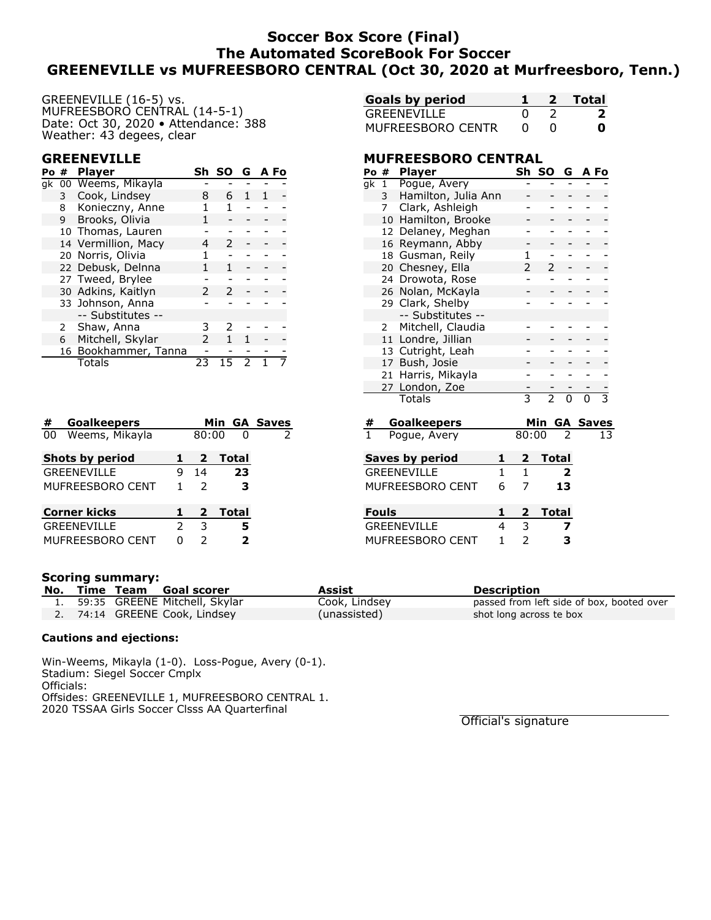# Soccer Box Score (Final)
## The Automated ScoreBook For Soccer
## GREENEVILLE vs MUFREESBORO CENTRAL (Oct 30, 2020 at Murfreesboro, Tenn.)

GREENEVILLE (16-5) vs.
MUFREESBORO CENTRAL (14-5-1)
Date: Oct 30, 2020 • Attendance: 388
Weather: 43 degees, clear

| Goals by period | 1 | 2 | Total |
|---|---|---|---|
| GREENEVILLE | 0 | 2 | **2** |
| MUFREESBORO CENTR | 0 | 0 | **0** |

### GREENEVILLE

| Po | # | Player | Sh | SO | G | A | Fo |
|---|---|---|---|---|---|---|---|
| gk | 00 | Weems, Mikayla | - | - | - | - | - |
| | 3 | Cook, Lindsey | 8 | 6 | 1 | 1 | - |
| | 8 | Konieczny, Anne | 1 | 1 | - | - | - |
| | 9 | Brooks, Olivia | 1 | - | - | - | - |
| | 10 | Thomas, Lauren | - | - | - | - | - |
| | 14 | Vermillion, Macy | 4 | 2 | - | - | - |
| | 20 | Norris, Olivia | 1 | - | - | - | - |
| | 22 | Debusk, Delnna | 1 | 1 | - | - | - |
| | 27 | Tweed, Brylee | - | - | - | - | - |
| | 30 | Adkins, Kaitlyn | 2 | 2 | - | - | - |
| | 33 | Johnson, Anna | - | - | - | - | - |
| | | -- Substitutes -- | | | | | |
| | 2 | Shaw, Anna | 3 | 2 | - | - | - |
| | 6 | Mitchell, Skylar | 2 | 1 | 1 | - | - |
| | 16 | Bookhammer, Tanna | - | - | - | - | - |
| | | Totals | 23 | 15 | 2 | 1 | 7 |

### MUFREESBORO CENTRAL

| Po | # | Player | Sh | SO | G | A | Fo |
|---|---|---|---|---|---|---|---|
| gk | 1 | Pogue, Avery | - | - | - | - | - |
| | 3 | Hamilton, Julia Ann | - | - | - | - | - |
| | 7 | Clark, Ashleigh | - | - | - | - | - |
| | 10 | Hamilton, Brooke | - | - | - | - | - |
| | 12 | Delaney, Meghan | - | - | - | - | - |
| | 16 | Reymann, Abby | - | - | - | - | - |
| | 18 | Gusman, Reily | 1 | - | - | - | - |
| | 20 | Chesney, Ella | 2 | 2 | - | - | - |
| | 24 | Drowota, Rose | - | - | - | - | - |
| | 26 | Nolan, McKayla | - | - | - | - | - |
| | 29 | Clark, Shelby | - | - | - | - | - |
| | | -- Substitutes -- | | | | | |
| | 2 | Mitchell, Claudia | - | - | - | - | - |
| | 11 | Londre, Jillian | - | - | - | - | - |
| | 13 | Cutright, Leah | - | - | - | - | - |
| | 17 | Bush, Josie | - | - | - | - | - |
| | 21 | Harris, Mikayla | - | - | - | - | - |
| | 27 | London, Zoe | - | - | - | - | - |
| | | Totals | 3 | 2 | 0 | 0 | 3 |

| # | Goalkeepers | Min | GA | Saves |
|---|---|---|---|---|
| 00 | Weems, Mikayla | 80:00 | 0 | 2 |

| # | Goalkeepers | Min | GA | Saves |
|---|---|---|---|---|
| 1 | Pogue, Avery | 80:00 | 2 | 13 |

| Shots by period | 1 | 2 | Total |
|---|---|---|---|
| GREENEVILLE | 9 | 14 | **23** |
| MUFREESBORO CENT | 1 | 2 | **3** |

| Saves by period | 1 | 2 | Total |
|---|---|---|---|
| GREENEVILLE | 1 | 1 | **2** |
| MUFREESBORO CENT | 6 | 7 | **13** |

| Corner kicks | 1 | 2 | Total |
|---|---|---|---|
| GREENEVILLE | 2 | 3 | **5** |
| MUFREESBORO CENT | 0 | 2 | **2** |

| Fouls | 1 | 2 | Total |
|---|---|---|---|
| GREENEVILLE | 4 | 3 | **7** |
| MUFREESBORO CENT | 1 | 2 | **3** |

**Scoring summary:**

| No. | Time | Team | Goal scorer | Assist | Description |
|---|---|---|---|---|---|
| 1. | 59:35 | GREENE | Mitchell, Skylar | Cook, Lindsey | passed from left side of box, booted over |
| 2. | 74:14 | GREENE | Cook, Lindsey | (unassisted) | shot long across te box |

**Cautions and ejections:**

Win-Weems, Mikayla (1-0). Loss-Pogue, Avery (0-1).
Stadium: Siegel Soccer Cmplx
Officials:
Offsides: GREENEVILLE 1, MUFREESBORO CENTRAL 1.
2020 TSSAA Girls Soccer Clsss AA Quarterfinal

Official's signature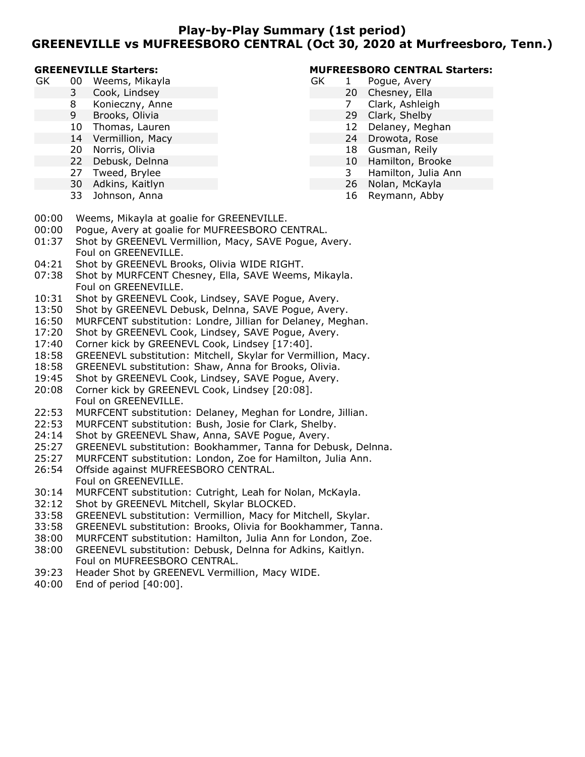## Play-by-Play Summary (1st period)
## GREENEVILLE vs MUFREESBORO CENTRAL (Oct 30, 2020 at Murfreesboro, Tenn.)

**GREENEVILLE Starters:**

| | | |
|---|---|---|
| GK | 00 | Weems, Mikayla |
| | 3 | Cook, Lindsey |
| | 8 | Konieczny, Anne |
| | 9 | Brooks, Olivia |
| | 10 | Thomas, Lauren |
| | 14 | Vermillion, Macy |
| | 20 | Norris, Olivia |
| | 22 | Debusk, Delnna |
| | 27 | Tweed, Brylee |
| | 30 | Adkins, Kaitlyn |
| | 33 | Johnson, Anna |

**MUFREESBORO CENTRAL Starters:**

| | | |
|---|---|---|
| GK | 1 | Pogue, Avery |
| | 20 | Chesney, Ella |
| | 7 | Clark, Ashleigh |
| | 29 | Clark, Shelby |
| | 12 | Delaney, Meghan |
| | 24 | Drowota, Rose |
| | 18 | Gusman, Reily |
| | 10 | Hamilton, Brooke |
| | 3 | Hamilton, Julia Ann |
| | 26 | Nolan, McKayla |
| | 16 | Reymann, Abby |

00:00 Weems, Mikayla at goalie for GREENEVILLE.
00:00 Pogue, Avery at goalie for MUFREESBORO CENTRAL.
01:37 Shot by GREENEVL Vermillion, Macy, SAVE Pogue, Avery.
 Foul on GREENEVILLE.
04:21 Shot by GREENEVL Brooks, Olivia WIDE RIGHT.
07:38 Shot by MURFCENT Chesney, Ella, SAVE Weems, Mikayla.
 Foul on GREENEVILLE.
10:31 Shot by GREENEVL Cook, Lindsey, SAVE Pogue, Avery.
13:50 Shot by GREENEVL Debusk, Delnna, SAVE Pogue, Avery.
16:50 MURFCENT substitution: Londre, Jillian for Delaney, Meghan.
17:20 Shot by GREENEVL Cook, Lindsey, SAVE Pogue, Avery.
17:40 Corner kick by GREENEVL Cook, Lindsey [17:40].
18:58 GREENEVL substitution: Mitchell, Skylar for Vermillion, Macy.
18:58 GREENEVL substitution: Shaw, Anna for Brooks, Olivia.
19:45 Shot by GREENEVL Cook, Lindsey, SAVE Pogue, Avery.
20:08 Corner kick by GREENEVL Cook, Lindsey [20:08].
 Foul on GREENEVILLE.
22:53 MURFCENT substitution: Delaney, Meghan for Londre, Jillian.
22:53 MURFCENT substitution: Bush, Josie for Clark, Shelby.
24:14 Shot by GREENEVL Shaw, Anna, SAVE Pogue, Avery.
25:27 GREENEVL substitution: Bookhammer, Tanna for Debusk, Delnna.
25:27 MURFCENT substitution: London, Zoe for Hamilton, Julia Ann.
26:54 Offside against MUFREESBORO CENTRAL.
 Foul on GREENEVILLE.
30:14 MURFCENT substitution: Cutright, Leah for Nolan, McKayla.
32:12 Shot by GREENEVL Mitchell, Skylar BLOCKED.
33:58 GREENEVL substitution: Vermillion, Macy for Mitchell, Skylar.
33:58 GREENEVL substitution: Brooks, Olivia for Bookhammer, Tanna.
38:00 MURFCENT substitution: Hamilton, Julia Ann for London, Zoe.
38:00 GREENEVL substitution: Debusk, Delnna for Adkins, Kaitlyn.
 Foul on MUFREESBORO CENTRAL.
39:23 Header Shot by GREENEVL Vermillion, Macy WIDE.
40:00 End of period [40:00].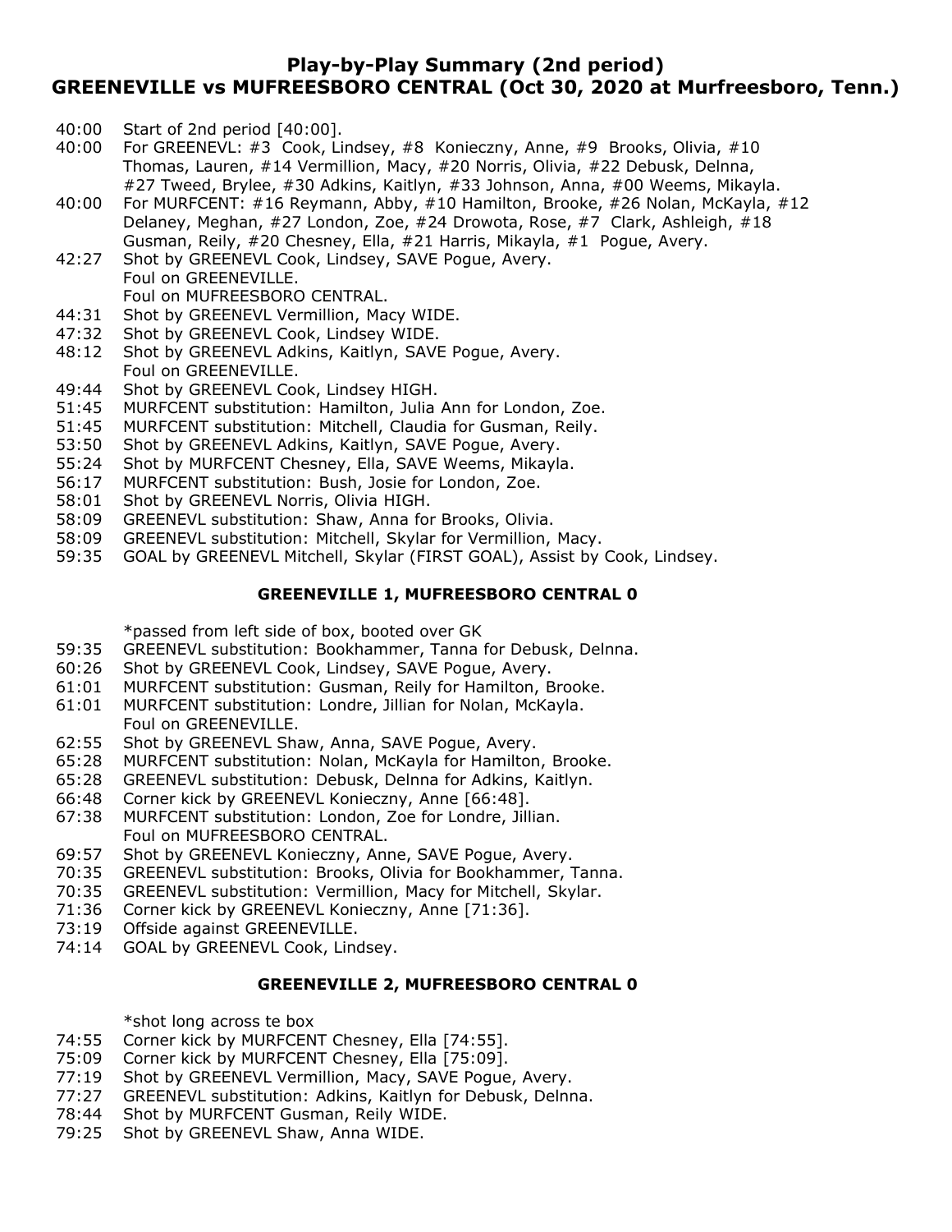# Play-by-Play Summary (2nd period)
## GREENEVILLE vs MUFREESBORO CENTRAL (Oct 30, 2020 at Murfreesboro, Tenn.)

40:00 Start of 2nd period [40:00].
40:00 For GREENEVL: #3 Cook, Lindsey, #8 Konieczny, Anne, #9 Brooks, Olivia, #10 Thomas, Lauren, #14 Vermillion, Macy, #20 Norris, Olivia, #22 Debusk, Delnna, #27 Tweed, Brylee, #30 Adkins, Kaitlyn, #33 Johnson, Anna, #00 Weems, Mikayla.
40:00 For MURFCENT: #16 Reymann, Abby, #10 Hamilton, Brooke, #26 Nolan, McKayla, #12 Delaney, Meghan, #27 London, Zoe, #24 Drowota, Rose, #7 Clark, Ashleigh, #18 Gusman, Reily, #20 Chesney, Ella, #21 Harris, Mikayla, #1 Pogue, Avery.
42:27 Shot by GREENEVL Cook, Lindsey, SAVE Pogue, Avery.
Foul on GREENEVILLE.
Foul on MUFREESBORO CENTRAL.
44:31 Shot by GREENEVL Vermillion, Macy WIDE.
47:32 Shot by GREENEVL Cook, Lindsey WIDE.
48:12 Shot by GREENEVL Adkins, Kaitlyn, SAVE Pogue, Avery.
Foul on GREENEVILLE.
49:44 Shot by GREENEVL Cook, Lindsey HIGH.
51:45 MURFCENT substitution: Hamilton, Julia Ann for London, Zoe.
51:45 MURFCENT substitution: Mitchell, Claudia for Gusman, Reily.
53:50 Shot by GREENEVL Adkins, Kaitlyn, SAVE Pogue, Avery.
55:24 Shot by MURFCENT Chesney, Ella, SAVE Weems, Mikayla.
56:17 MURFCENT substitution: Bush, Josie for London, Zoe.
58:01 Shot by GREENEVL Norris, Olivia HIGH.
58:09 GREENEVL substitution: Shaw, Anna for Brooks, Olivia.
58:09 GREENEVL substitution: Mitchell, Skylar for Vermillion, Macy.
59:35 GOAL by GREENEVL Mitchell, Skylar (FIRST GOAL), Assist by Cook, Lindsey.

**GREENEVILLE 1, MUFREESBORO CENTRAL 0**

*passed from left side of box, booted over GK
59:35 GREENEVL substitution: Bookhammer, Tanna for Debusk, Delnna.
60:26 Shot by GREENEVL Cook, Lindsey, SAVE Pogue, Avery.
61:01 MURFCENT substitution: Gusman, Reily for Hamilton, Brooke.
61:01 MURFCENT substitution: Londre, Jillian for Nolan, McKayla.
Foul on GREENEVILLE.
62:55 Shot by GREENEVL Shaw, Anna, SAVE Pogue, Avery.
65:28 MURFCENT substitution: Nolan, McKayla for Hamilton, Brooke.
65:28 GREENEVL substitution: Debusk, Delnna for Adkins, Kaitlyn.
66:48 Corner kick by GREENEVL Konieczny, Anne [66:48].
67:38 MURFCENT substitution: London, Zoe for Londre, Jillian.
Foul on MUFREESBORO CENTRAL.
69:57 Shot by GREENEVL Konieczny, Anne, SAVE Pogue, Avery.
70:35 GREENEVL substitution: Brooks, Olivia for Bookhammer, Tanna.
70:35 GREENEVL substitution: Vermillion, Macy for Mitchell, Skylar.
71:36 Corner kick by GREENEVL Konieczny, Anne [71:36].
73:19 Offside against GREENEVILLE.
74:14 GOAL by GREENEVL Cook, Lindsey.

**GREENEVILLE 2, MUFREESBORO CENTRAL 0**

*shot long across te box
74:55 Corner kick by MURFCENT Chesney, Ella [74:55].
75:09 Corner kick by MURFCENT Chesney, Ella [75:09].
77:19 Shot by GREENEVL Vermillion, Macy, SAVE Pogue, Avery.
77:27 GREENEVL substitution: Adkins, Kaitlyn for Debusk, Delnna.
78:44 Shot by MURFCENT Gusman, Reily WIDE.
79:25 Shot by GREENEVL Shaw, Anna WIDE.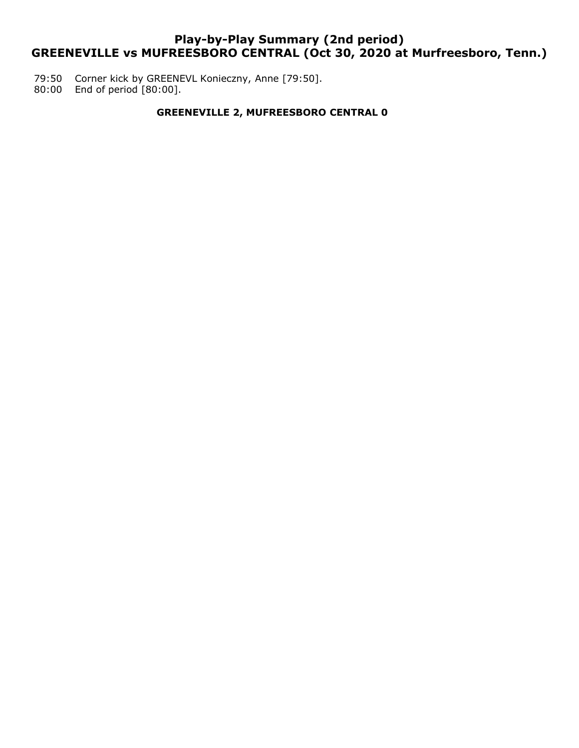# Play-by-Play Summary (2nd period)
# GREENEVILLE vs MUFREESBORO CENTRAL (Oct 30, 2020 at Murfreesboro, Tenn.)

79:50 Corner kick by GREENEVL Konieczny, Anne [79:50].
80:00 End of period [80:00].

**GREENEVILLE 2, MUFREESBORO CENTRAL 0**